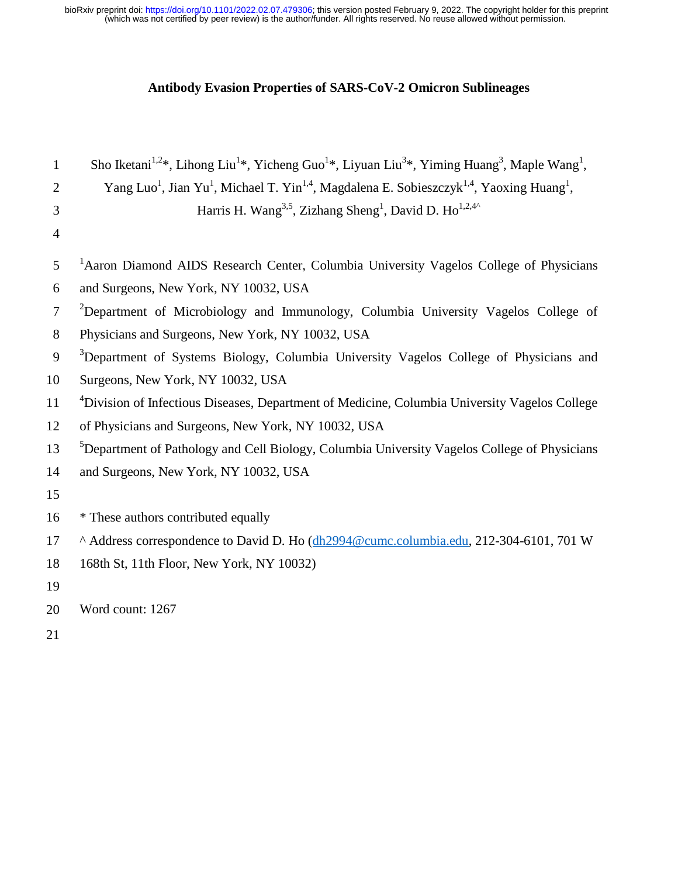# Antibody Evasion Properties of SARS-CoV-2 Omicron Sublineages

Sho Iketani[1,2]*, Lihong Liu[1]*, Yicheng Guo[1]*, Liyuan Liu[3]*, Yiming Huang[3], Maple Wang[1], Yang Luo[1], Jian Yu[1], Michael T. Yin[1,4], Magdalena E. Sobieszczyk[1,4], Yaoxing Huang[1], Harris H. Wang[3,5], Zizhang Sheng[1], David D. Ho[1,2,4^]

[1]Aaron Diamond AIDS Research Center, Columbia University Vagelos College of Physicians and Surgeons, New York, NY 10032, USA

[2]Department of Microbiology and Immunology, Columbia University Vagelos College of Physicians and Surgeons, New York, NY 10032, USA

[3]Department of Systems Biology, Columbia University Vagelos College of Physicians and Surgeons, New York, NY 10032, USA

[4]Division of Infectious Diseases, Department of Medicine, Columbia University Vagelos College of Physicians and Surgeons, New York, NY 10032, USA

[5]Department of Pathology and Cell Biology, Columbia University Vagelos College of Physicians and Surgeons, New York, NY 10032, USA

* These authors contributed equally

^ Address correspondence to David D. Ho (dh2994@cumc.columbia.edu, 212-304-6101, 701 W 168th St, 11th Floor, New York, NY 10032)

Word count: 1267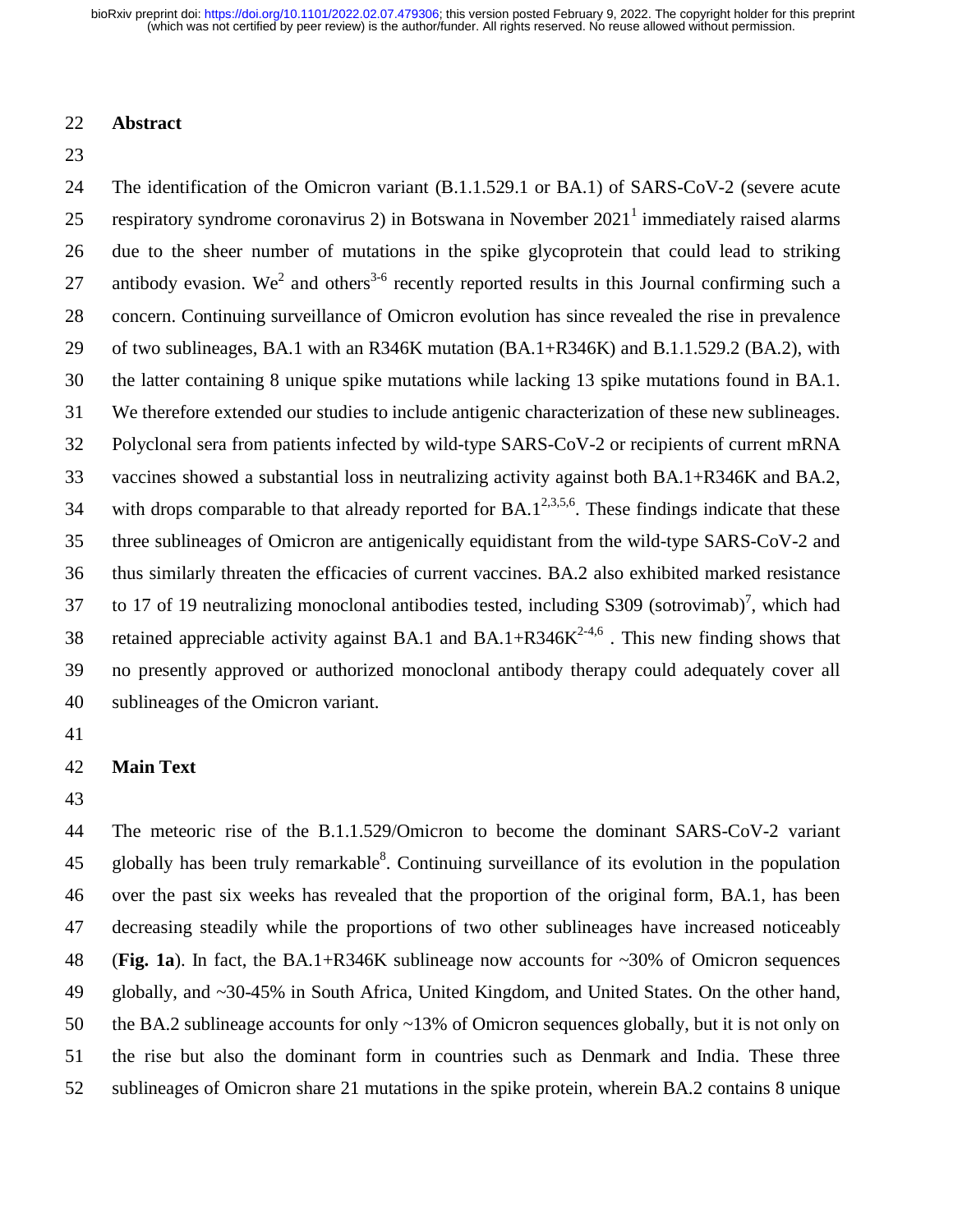## Abstract

The identification of the Omicron variant (B.1.1.529.1 or BA.1) of SARS-CoV-2 (severe acute respiratory syndrome coronavirus 2) in Botswana in November 2021[1] immediately raised alarms due to the sheer number of mutations in the spike glycoprotein that could lead to striking antibody evasion. We[2] and others[3-6] recently reported results in this Journal confirming such a concern. Continuing surveillance of Omicron evolution has since revealed the rise in prevalence of two sublineages, BA.1 with an R346K mutation (BA.1+R346K) and B.1.1.529.2 (BA.2), with the latter containing 8 unique spike mutations while lacking 13 spike mutations found in BA.1. We therefore extended our studies to include antigenic characterization of these new sublineages. Polyclonal sera from patients infected by wild-type SARS-CoV-2 or recipients of current mRNA vaccines showed a substantial loss in neutralizing activity against both BA.1+R346K and BA.2, with drops comparable to that already reported for BA.1[2,3,5,6]. These findings indicate that these three sublineages of Omicron are antigenically equidistant from the wild-type SARS-CoV-2 and thus similarly threaten the efficacies of current vaccines. BA.2 also exhibited marked resistance to 17 of 19 neutralizing monoclonal antibodies tested, including S309 (sotrovimab)[7], which had retained appreciable activity against BA.1 and BA.1+R346K[2-4,6] . This new finding shows that no presently approved or authorized monoclonal antibody therapy could adequately cover all sublineages of the Omicron variant.

## Main Text

The meteoric rise of the B.1.1.529/Omicron to become the dominant SARS-CoV-2 variant globally has been truly remarkable[8]. Continuing surveillance of its evolution in the population over the past six weeks has revealed that the proportion of the original form, BA.1, has been decreasing steadily while the proportions of two other sublineages have increased noticeably (**Fig. 1a**). In fact, the BA.1+R346K sublineage now accounts for ~30% of Omicron sequences globally, and ~30-45% in South Africa, United Kingdom, and United States. On the other hand, the BA.2 sublineage accounts for only ~13% of Omicron sequences globally, but it is not only on the rise but also the dominant form in countries such as Denmark and India. These three sublineages of Omicron share 21 mutations in the spike protein, wherein BA.2 contains 8 unique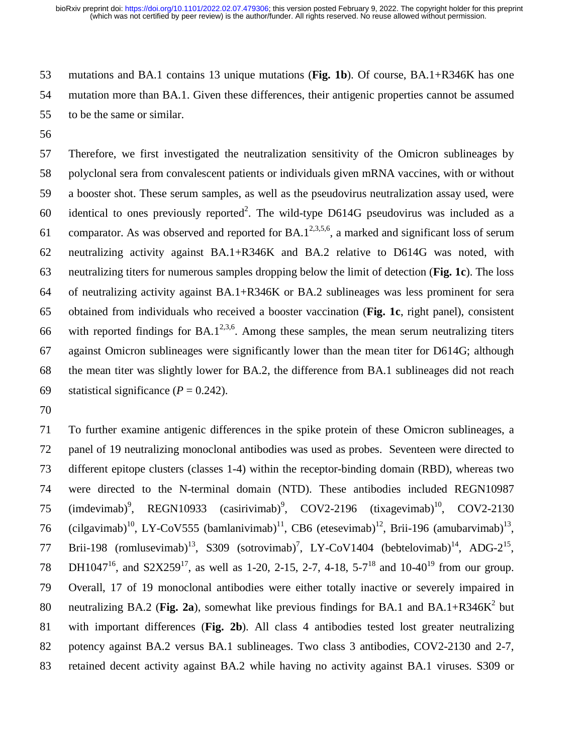mutations and BA.1 contains 13 unique mutations (**Fig. 1b**). Of course, BA.1+R346K has one mutation more than BA.1. Given these differences, their antigenic properties cannot be assumed to be the same or similar.

Therefore, we first investigated the neutralization sensitivity of the Omicron sublineages by polyclonal sera from convalescent patients or individuals given mRNA vaccines, with or without a booster shot. These serum samples, as well as the pseudovirus neutralization assay used, were identical to ones previously reported[2]. The wild-type D614G pseudovirus was included as a comparator. As was observed and reported for BA.1[2,3,5,6], a marked and significant loss of serum neutralizing activity against BA.1+R346K and BA.2 relative to D614G was noted, with neutralizing titers for numerous samples dropping below the limit of detection (**Fig. 1c**). The loss of neutralizing activity against BA.1+R346K or BA.2 sublineages was less prominent for sera obtained from individuals who received a booster vaccination (**Fig. 1c**, right panel), consistent with reported findings for BA.1[2,3,6]. Among these samples, the mean serum neutralizing titers against Omicron sublineages were significantly lower than the mean titer for D614G; although the mean titer was slightly lower for BA.2, the difference from BA.1 sublineages did not reach statistical significance ($P = 0.242$).

To further examine antigenic differences in the spike protein of these Omicron sublineages, a panel of 19 neutralizing monoclonal antibodies was used as probes. Seventeen were directed to different epitope clusters (classes 1-4) within the receptor-binding domain (RBD), whereas two were directed to the N-terminal domain (NTD). These antibodies included REGN10987 (imdevimab)[9], REGN10933 (casirivimab)[9], COV2-2196 (tixagevimab)[10], COV2-2130 (cilgavimab)[10], LY-CoV555 (bamlanivimab)[11], CB6 (etesevimab)[12], Brii-196 (amubarvimab)[13], Brii-198 (romlusevimab)[13], S309 (sotrovimab)[7], LY-CoV1404 (bebtelovimab)[14], ADG-2[15], DH1047[16], and S2X259[17], as well as 1-20, 2-15, 2-7, 4-18, 5-7[18] and 10-40[19] from our group. Overall, 17 of 19 monoclonal antibodies were either totally inactive or severely impaired in neutralizing BA.2 (**Fig. 2a**), somewhat like previous findings for BA.1 and BA.1+R346K[2] but with important differences (**Fig. 2b**). All class 4 antibodies tested lost greater neutralizing potency against BA.2 versus BA.1 sublineages. Two class 3 antibodies, COV2-2130 and 2-7, retained decent activity against BA.2 while having no activity against BA.1 viruses. S309 or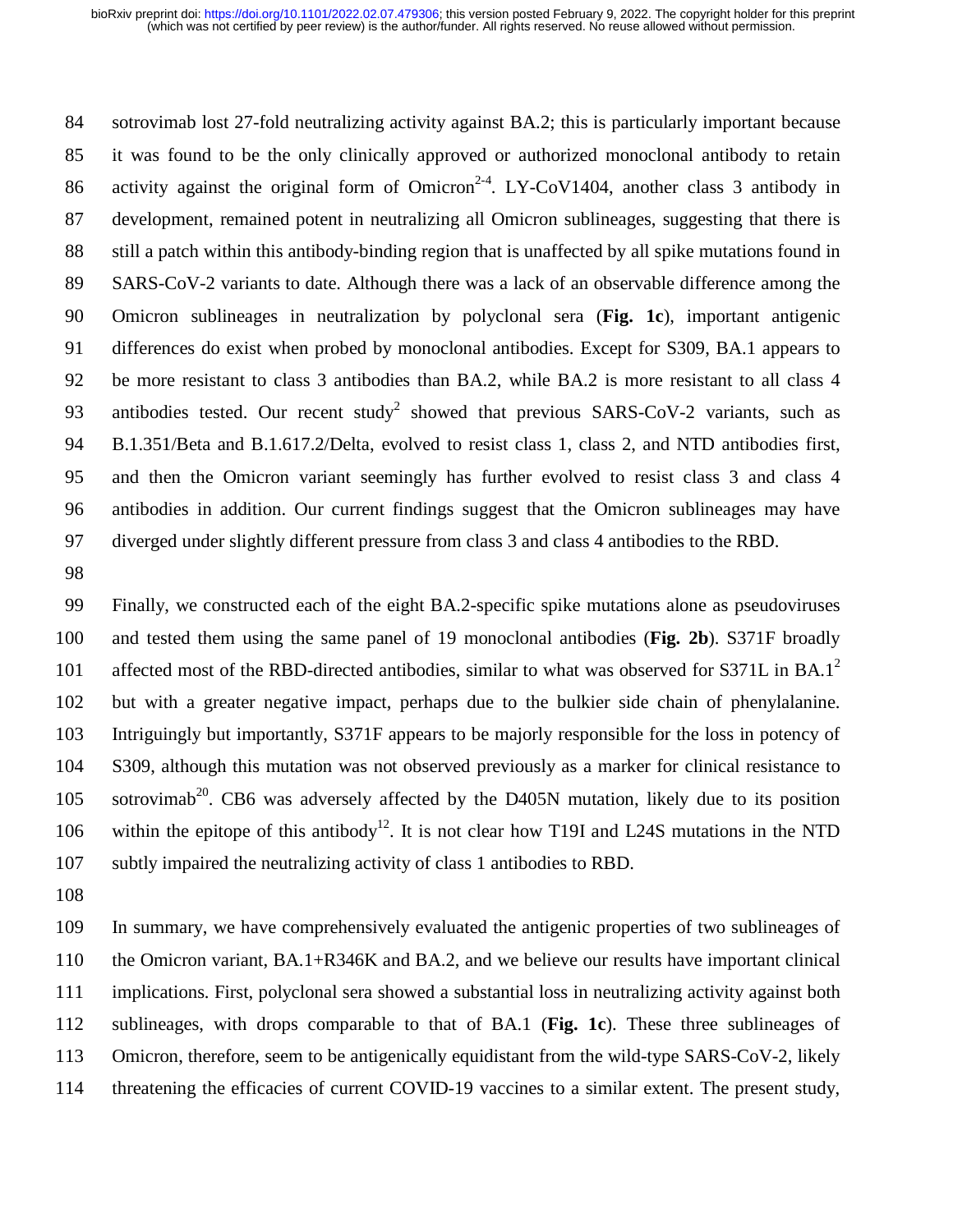sotrovimab lost 27-fold neutralizing activity against BA.2; this is particularly important because it was found to be the only clinically approved or authorized monoclonal antibody to retain activity against the original form of Omicron[2-4]. LY-CoV1404, another class 3 antibody in development, remained potent in neutralizing all Omicron sublineages, suggesting that there is still a patch within this antibody-binding region that is unaffected by all spike mutations found in SARS-CoV-2 variants to date. Although there was a lack of an observable difference among the Omicron sublineages in neutralization by polyclonal sera (**Fig. 1c**), important antigenic differences do exist when probed by monoclonal antibodies. Except for S309, BA.1 appears to be more resistant to class 3 antibodies than BA.2, while BA.2 is more resistant to all class 4 antibodies tested. Our recent study[2] showed that previous SARS-CoV-2 variants, such as B.1.351/Beta and B.1.617.2/Delta, evolved to resist class 1, class 2, and NTD antibodies first, and then the Omicron variant seemingly has further evolved to resist class 3 and class 4 antibodies in addition. Our current findings suggest that the Omicron sublineages may have diverged under slightly different pressure from class 3 and class 4 antibodies to the RBD.

Finally, we constructed each of the eight BA.2-specific spike mutations alone as pseudoviruses and tested them using the same panel of 19 monoclonal antibodies (**Fig. 2b**). S371F broadly affected most of the RBD-directed antibodies, similar to what was observed for S371L in BA.1[2] but with a greater negative impact, perhaps due to the bulkier side chain of phenylalanine. Intriguingly but importantly, S371F appears to be majorly responsible for the loss in potency of S309, although this mutation was not observed previously as a marker for clinical resistance to sotrovimab[20]. CB6 was adversely affected by the D405N mutation, likely due to its position within the epitope of this antibody[12]. It is not clear how T19I and L24S mutations in the NTD subtly impaired the neutralizing activity of class 1 antibodies to RBD.

In summary, we have comprehensively evaluated the antigenic properties of two sublineages of the Omicron variant, BA.1+R346K and BA.2, and we believe our results have important clinical implications. First, polyclonal sera showed a substantial loss in neutralizing activity against both sublineages, with drops comparable to that of BA.1 (**Fig. 1c**). These three sublineages of Omicron, therefore, seem to be antigenically equidistant from the wild-type SARS-CoV-2, likely threatening the efficacies of current COVID-19 vaccines to a similar extent. The present study,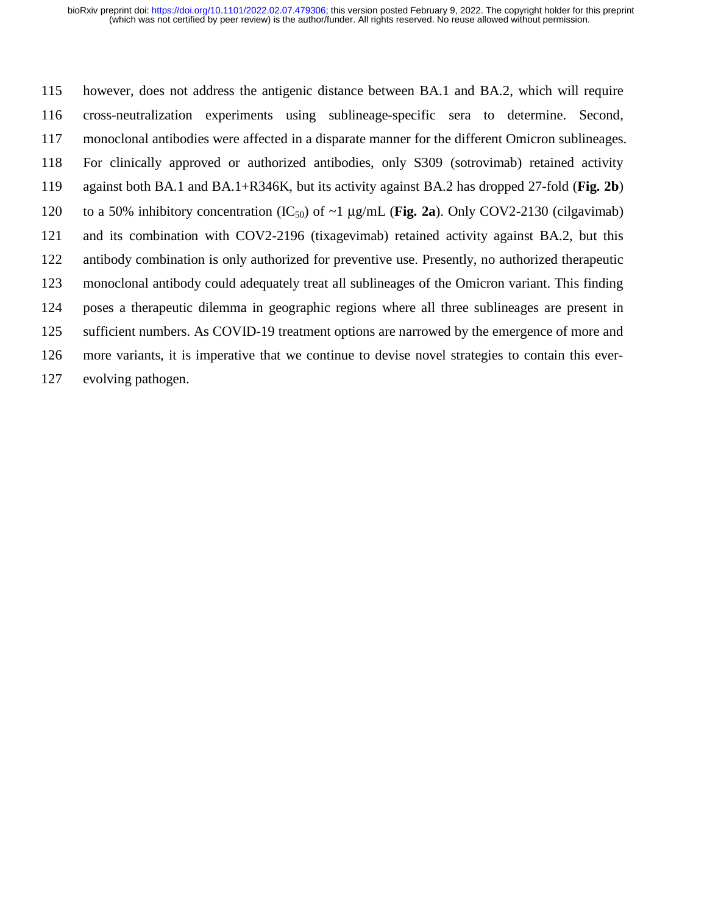however, does not address the antigenic distance between BA.1 and BA.2, which will require cross-neutralization experiments using sublineage-specific sera to determine. Second, monoclonal antibodies were affected in a disparate manner for the different Omicron sublineages. For clinically approved or authorized antibodies, only S309 (sotrovimab) retained activity against both BA.1 and BA.1+R346K, but its activity against BA.2 has dropped 27-fold (**Fig. 2b**) to a 50% inhibitory concentration ($IC_{50}$) of ~1 µg/mL (**Fig. 2a**). Only COV2-2130 (cilgavimab) and its combination with COV2-2196 (tixagevimab) retained activity against BA.2, but this antibody combination is only authorized for preventive use. Presently, no authorized therapeutic monoclonal antibody could adequately treat all sublineages of the Omicron variant. This finding poses a therapeutic dilemma in geographic regions where all three sublineages are present in sufficient numbers. As COVID-19 treatment options are narrowed by the emergence of more and more variants, it is imperative that we continue to devise novel strategies to contain this ever-evolving pathogen.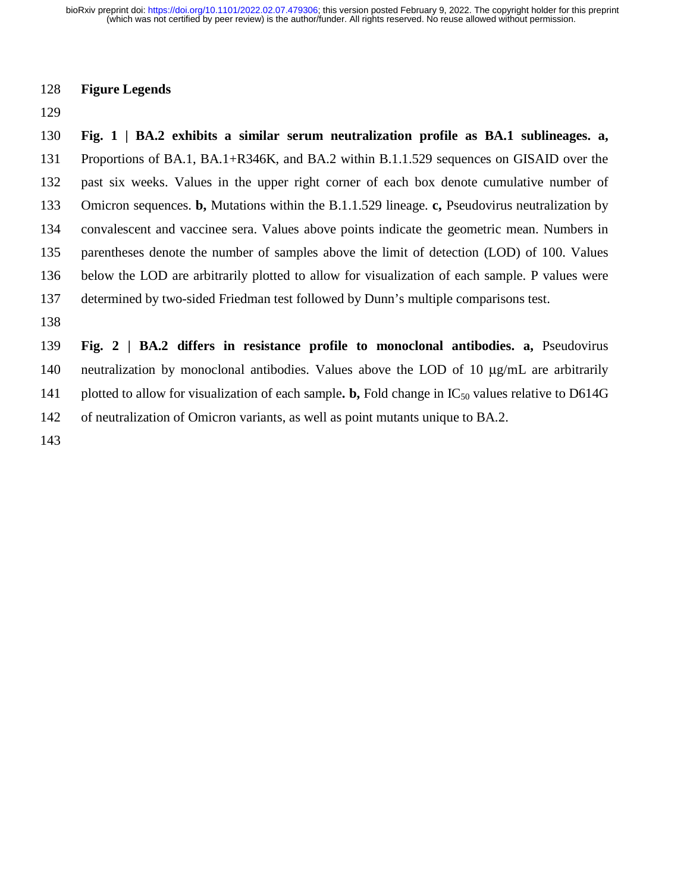## Figure Legends

**Fig. 1 | BA.2 exhibits a similar serum neutralization profile as BA.1 sublineages. a,** Proportions of BA.1, BA.1+R346K, and BA.2 within B.1.1.529 sequences on GISAID over the past six weeks. Values in the upper right corner of each box denote cumulative number of Omicron sequences. **b,** Mutations within the B.1.1.529 lineage. **c,** Pseudovirus neutralization by convalescent and vaccinee sera. Values above points indicate the geometric mean. Numbers in parentheses denote the number of samples above the limit of detection (LOD) of 100. Values below the LOD are arbitrarily plotted to allow for visualization of each sample. P values were determined by two-sided Friedman test followed by Dunn's multiple comparisons test.

**Fig. 2 | BA.2 differs in resistance profile to monoclonal antibodies. a,** Pseudovirus neutralization by monoclonal antibodies. Values above the LOD of 10 μg/mL are arbitrarily plotted to allow for visualization of each sample**. b,** Fold change in $IC_{50}$ values relative to D614G of neutralization of Omicron variants, as well as point mutants unique to BA.2.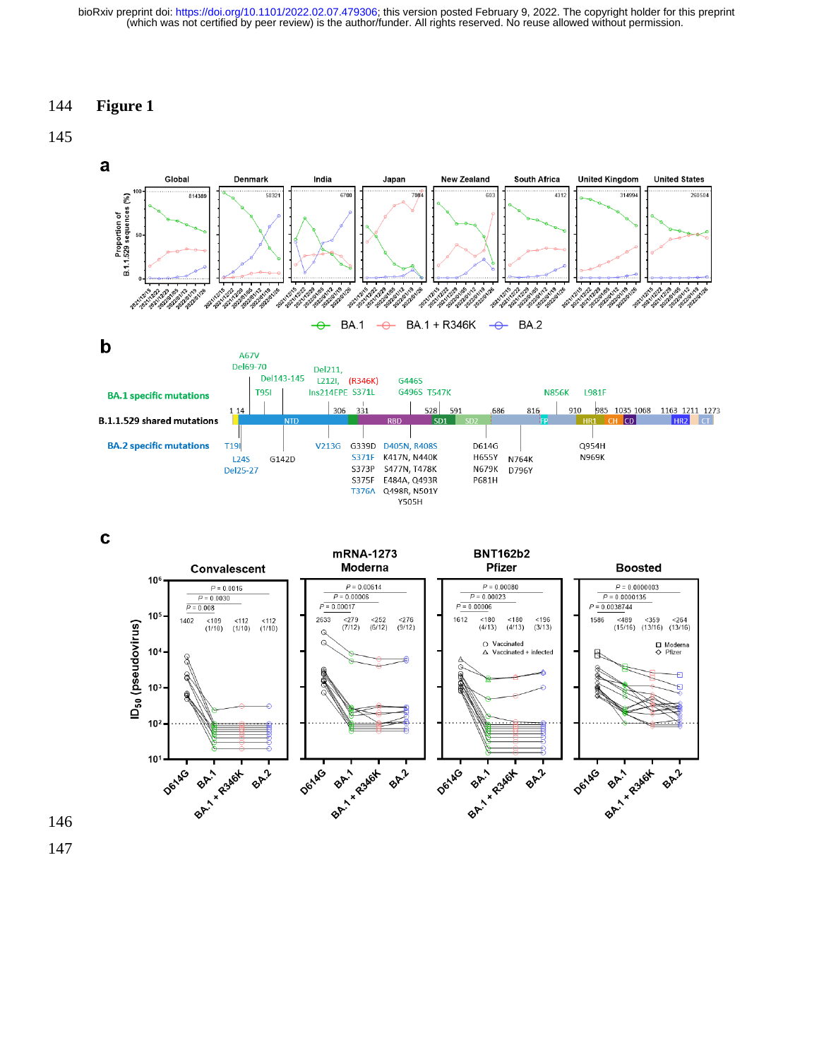# Figure 1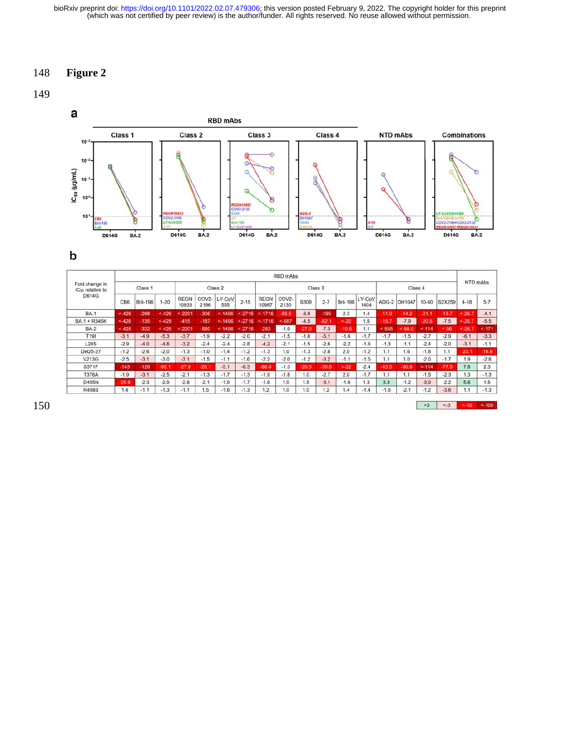# Figure 2

**a**

**b**

| Fold change in $IC_{50}$ relative to D614G | RBD mAbs | | | | | | | | | | | | | | | | | | NTD mAbs | |
|---|---|---|---|---|---|---|---|---|---|---|---|---|---|---|---|---|---|---|---|---|
| | Class 1 | | | Class 2 | | | | Class 3 | | | | | | Class 4 | | | | | | |
| | CB6 | Brii-196 | 1-20 | REGN 10933 | COV2-2196 | LY-CoV 555 | 2-15 | REGN 10987 | COV2-2130 | S309 | 2-7 | Brii-198 | LY-CoV 1404 | ADG-2 | DH1047 | 10-40 | S2X259 | 4-18 | 5-7 |
| BA.1 | <-428 | -298 | <-429 | <-2201 | -306 | <-1496 | <-2716 | <-1716 | -83.5 | -6.9 | -195 | 2.3 | 1.4 | -11.0 | -14.2 | -21.1 | -13.7 | <-26.7 | -4.1 |
| BA.1 + R346K | <-428 | -135 | <-429 | -415 | -187 | <-1496 | <-2716 | <-1716 | <-687 | -4.5 | -82.1 | <-22 | 1.5 | -15.7 | -7.9 | -20.5 | -7.5 | <-26.7 | -5.5 |
| BA.2 | <-428 | -322 | <-429 | <-2201 | -680 | <-1496 | <-2716 | -253 | -1.9 | -27.0 | -7.3 | -10.5 | 1.1 | <-555 | <-58.0 | <-114 | <-96 | <-26.7 | <-171 |
| T19I | -3.1 | -4.9 | -5.3 | -3.7 | -1.9 | -2.2 | -2.0 | -2.1 | -1.5 | -1.8 | -5.1 | -1.6 | -1.7 | -1.7 | -1.5 | -2.7 | -2.9 | -6.1 | -3.3 |
| L24S | -2.9 | -4.0 | -4.6 | -3.2 | -2.4 | -2.4 | -2.8 | -4.2 | -2.1 | -1.5 | -2.6 | -2.2 | -1.6 | -1.3 | -1.1 | -2.4 | -2.0 | -3.1 | -1.1 |
| Del25-27 | -1.2 | -2.6 | -2.0 | -1.3 | -1.0 | -1.4 | -1.2 | -1.3 | 1.0 | -1.3 | -2.8 | 2.0 | -1.2 | 1.1 | 1.6 | -1.8 | 1.1 | -23.1 | -16.8 |
| V213G | -2.5 | -3.1 | -3.0 | -3.1 | -1.5 | -1.1 | -1.6 | -2.2 | -2.0 | -1.2 | -3.2 | -1.1 | -1.5 | 1.1 | 1.0 | -2.0 | -1.7 | 1.9 | -2.8 |
| S371F | -143 | -126 | -95.1 | -27.9 | -26.1 | -5.1 | -6.3 | -86.6 | -1.3 | -20.5 | -30.6 | <-22 | -2.4 | -43.0 | -90.9 | <-114 | -77.5 | 7.8 | 2.3 |
| T376A | -1.9 | -3.1 | -2.5 | -2.1 | -1.3 | -1.7 | -1.3 | -1.9 | -1.8 | 1.0 | -2.7 | 2.0 | -1.7 | 1.1 | 1.1 | -1.5 | -2.3 | 1.3 | -1.3 |
| D405N | -25.6 | -2.3 | -2.9 | -2.8 | -2.1 | -1.9 | -1.7 | -1.6 | 1.0 | 1.5 | -3.1 | -1.6 | 1.3 | 3.3 | -1.2 | -3.9 | -2.2 | 5.6 | 1.5 |
| R408S | 1.4 | -1.1 | -1.3 | -1.1 | 1.5 | -1.6 | -1.3 | 1.2 | 1.0 | 1.0 | 1.2 | 1.4 | -1.4 | -1.6 | -2.1 | -1.2 | -3.6 | 1.1 | -1.3 |

Legend: >3 | <-3 | <-10 | <-100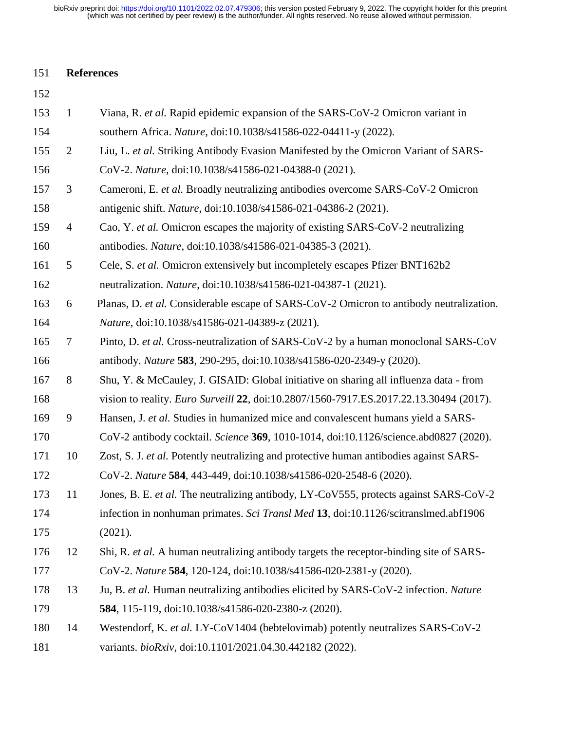## References

1. Viana, R. *et al.* Rapid epidemic expansion of the SARS-CoV-2 Omicron variant in southern Africa. *Nature*, doi:10.1038/s41586-022-04411-y (2022).
2. Liu, L. *et al.* Striking Antibody Evasion Manifested by the Omicron Variant of SARS-CoV-2. *Nature*, doi:10.1038/s41586-021-04388-0 (2021).
3. Cameroni, E. *et al.* Broadly neutralizing antibodies overcome SARS-CoV-2 Omicron antigenic shift. *Nature*, doi:10.1038/s41586-021-04386-2 (2021).
4. Cao, Y. *et al.* Omicron escapes the majority of existing SARS-CoV-2 neutralizing antibodies. *Nature*, doi:10.1038/s41586-021-04385-3 (2021).
5. Cele, S. *et al.* Omicron extensively but incompletely escapes Pfizer BNT162b2 neutralization. *Nature*, doi:10.1038/s41586-021-04387-1 (2021).
6. Planas, D. *et al.* Considerable escape of SARS-CoV-2 Omicron to antibody neutralization. *Nature*, doi:10.1038/s41586-021-04389-z (2021).
7. Pinto, D. *et al.* Cross-neutralization of SARS-CoV-2 by a human monoclonal SARS-CoV antibody. *Nature* **583**, 290-295, doi:10.1038/s41586-020-2349-y (2020).
8. Shu, Y. & McCauley, J. GISAID: Global initiative on sharing all influenza data - from vision to reality. *Euro Surveill* **22**, doi:10.2807/1560-7917.ES.2017.22.13.30494 (2017).
9. Hansen, J. *et al.* Studies in humanized mice and convalescent humans yield a SARS-CoV-2 antibody cocktail. *Science* **369**, 1010-1014, doi:10.1126/science.abd0827 (2020).
10. Zost, S. J. *et al.* Potently neutralizing and protective human antibodies against SARS-CoV-2. *Nature* **584**, 443-449, doi:10.1038/s41586-020-2548-6 (2020).
11. Jones, B. E. *et al.* The neutralizing antibody, LY-CoV555, protects against SARS-CoV-2 infection in nonhuman primates. *Sci Transl Med* **13**, doi:10.1126/scitranslmed.abf1906 (2021).
12. Shi, R. *et al.* A human neutralizing antibody targets the receptor-binding site of SARS-CoV-2. *Nature* **584**, 120-124, doi:10.1038/s41586-020-2381-y (2020).
13. Ju, B. *et al.* Human neutralizing antibodies elicited by SARS-CoV-2 infection. *Nature* **584**, 115-119, doi:10.1038/s41586-020-2380-z (2020).
14. Westendorf, K. *et al.* LY-CoV1404 (bebtelovimab) potently neutralizes SARS-CoV-2 variants. *bioRxiv*, doi:10.1101/2021.04.30.442182 (2022).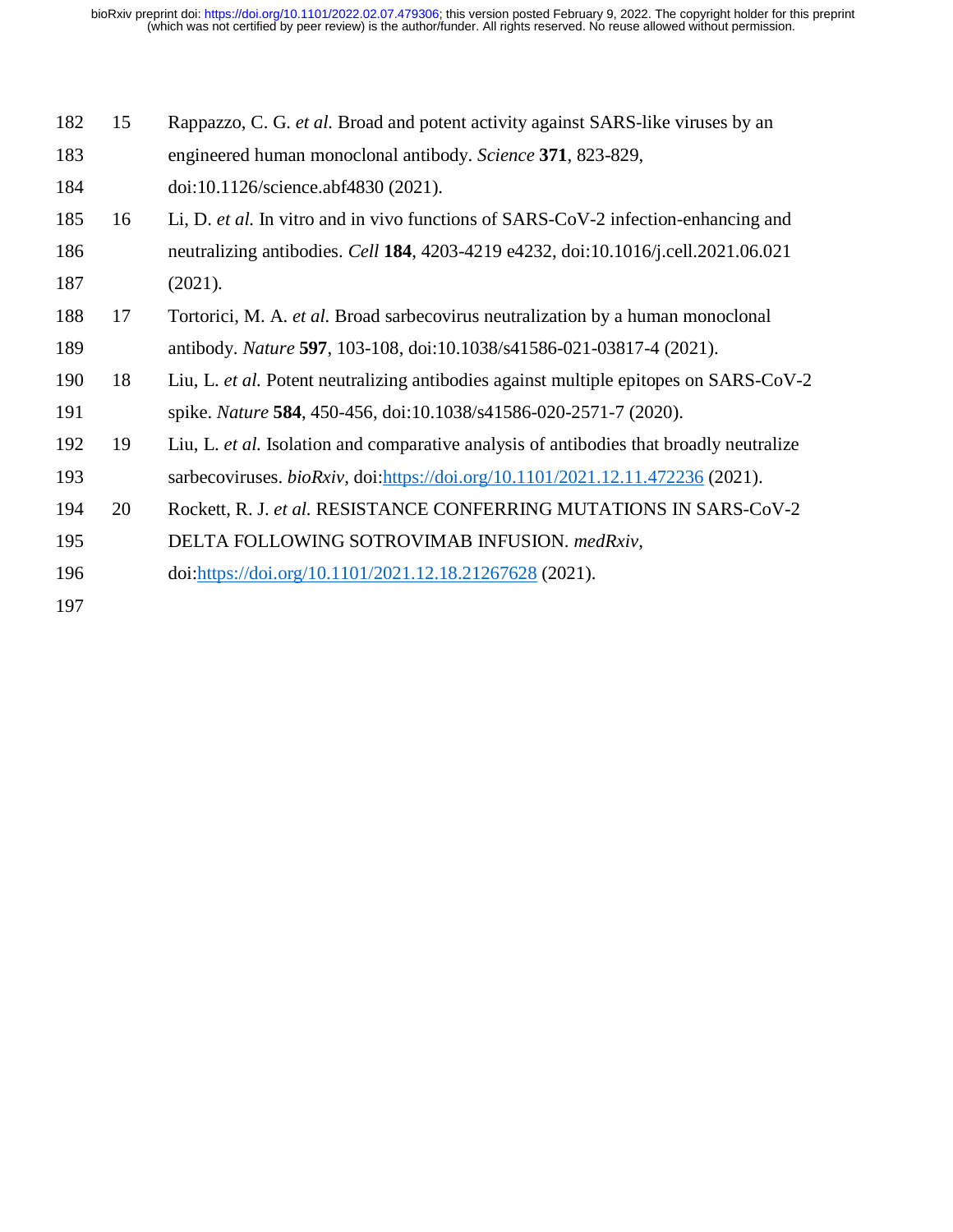15. Rappazzo, C. G. *et al.* Broad and potent activity against SARS-like viruses by an engineered human monoclonal antibody. *Science* **371**, 823-829, doi:10.1126/science.abf4830 (2021).
16. Li, D. *et al.* In vitro and in vivo functions of SARS-CoV-2 infection-enhancing and neutralizing antibodies. *Cell* **184**, 4203-4219 e4232, doi:10.1016/j.cell.2021.06.021 (2021).
17. Tortorici, M. A. *et al.* Broad sarbecovirus neutralization by a human monoclonal antibody. *Nature* **597**, 103-108, doi:10.1038/s41586-021-03817-4 (2021).
18. Liu, L. *et al.* Potent neutralizing antibodies against multiple epitopes on SARS-CoV-2 spike. *Nature* **584**, 450-456, doi:10.1038/s41586-020-2571-7 (2020).
19. Liu, L. *et al.* Isolation and comparative analysis of antibodies that broadly neutralize sarbecoviruses. *bioRxiv*, doi:https://doi.org/10.1101/2021.12.11.472236 (2021).
20. Rockett, R. J. *et al.* RESISTANCE CONFERRING MUTATIONS IN SARS-CoV-2 DELTA FOLLOWING SOTROVIMAB INFUSION. *medRxiv*, doi:https://doi.org/10.1101/2021.12.18.21267628 (2021).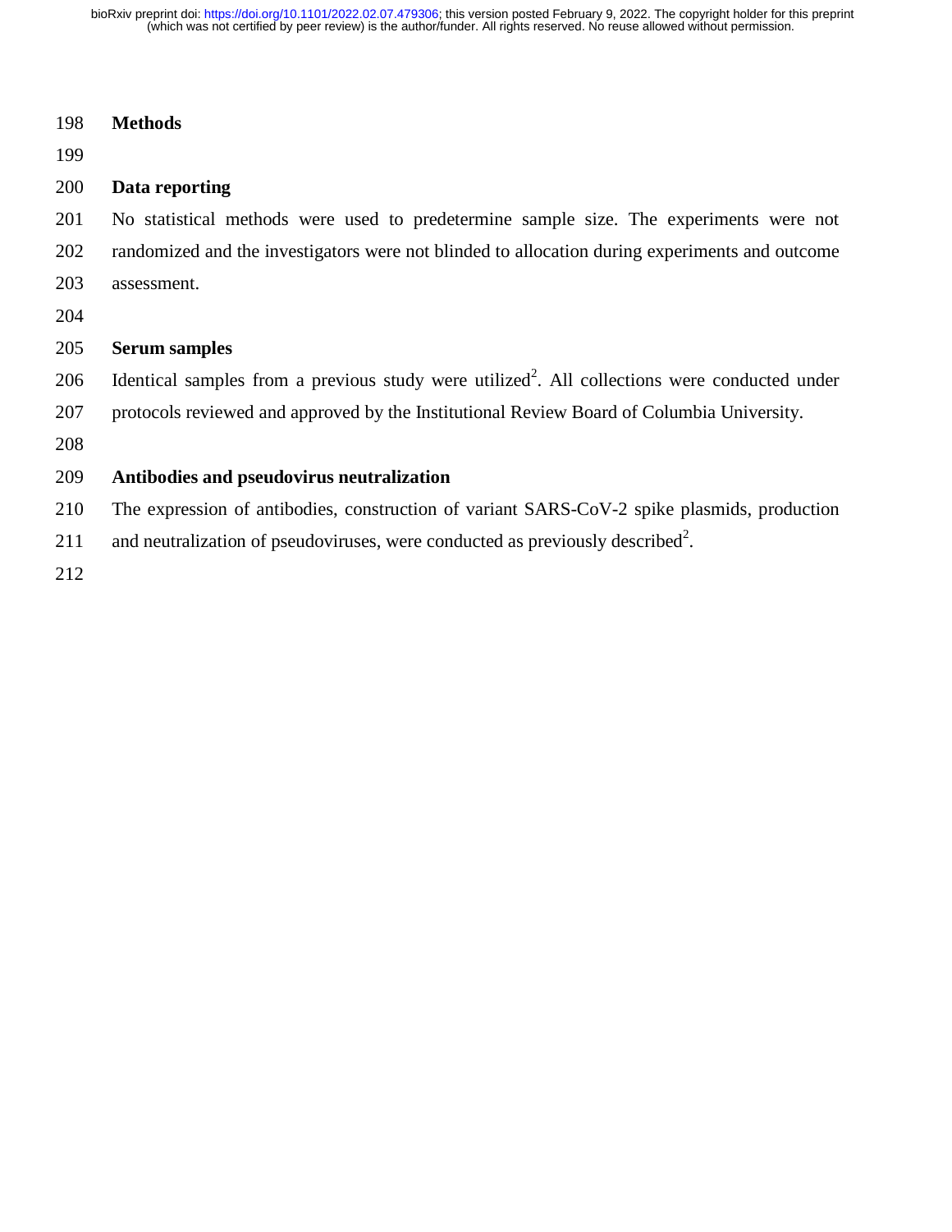## Methods

### Data reporting

No statistical methods were used to predetermine sample size. The experiments were not randomized and the investigators were not blinded to allocation during experiments and outcome assessment.

### Serum samples

Identical samples from a previous study were utilized[2]. All collections were conducted under protocols reviewed and approved by the Institutional Review Board of Columbia University.

### Antibodies and pseudovirus neutralization

The expression of antibodies, construction of variant SARS-CoV-2 spike plasmids, production and neutralization of pseudoviruses, were conducted as previously described[2].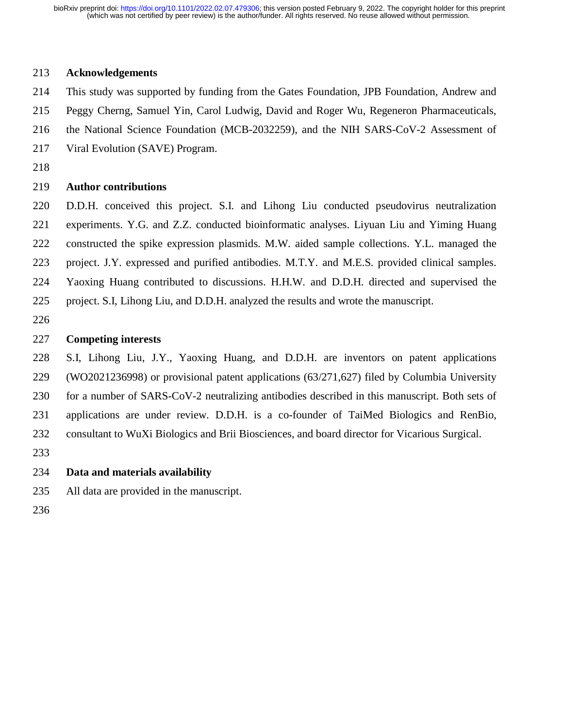## Acknowledgements

This study was supported by funding from the Gates Foundation, JPB Foundation, Andrew and Peggy Cherng, Samuel Yin, Carol Ludwig, David and Roger Wu, Regeneron Pharmaceuticals, the National Science Foundation (MCB-2032259), and the NIH SARS-CoV-2 Assessment of Viral Evolution (SAVE) Program.

## Author contributions

D.D.H. conceived this project. S.I. and Lihong Liu conducted pseudovirus neutralization experiments. Y.G. and Z.Z. conducted bioinformatic analyses. Liyuan Liu and Yiming Huang constructed the spike expression plasmids. M.W. aided sample collections. Y.L. managed the project. J.Y. expressed and purified antibodies. M.T.Y. and M.E.S. provided clinical samples. Yaoxing Huang contributed to discussions. H.H.W. and D.D.H. directed and supervised the project. S.I, Lihong Liu, and D.D.H. analyzed the results and wrote the manuscript.

## Competing interests

S.I, Lihong Liu, J.Y., Yaoxing Huang, and D.D.H. are inventors on patent applications (WO2021236998) or provisional patent applications (63/271,627) filed by Columbia University for a number of SARS-CoV-2 neutralizing antibodies described in this manuscript. Both sets of applications are under review. D.D.H. is a co-founder of TaiMed Biologics and RenBio, consultant to WuXi Biologics and Brii Biosciences, and board director for Vicarious Surgical.

## Data and materials availability

All data are provided in the manuscript.